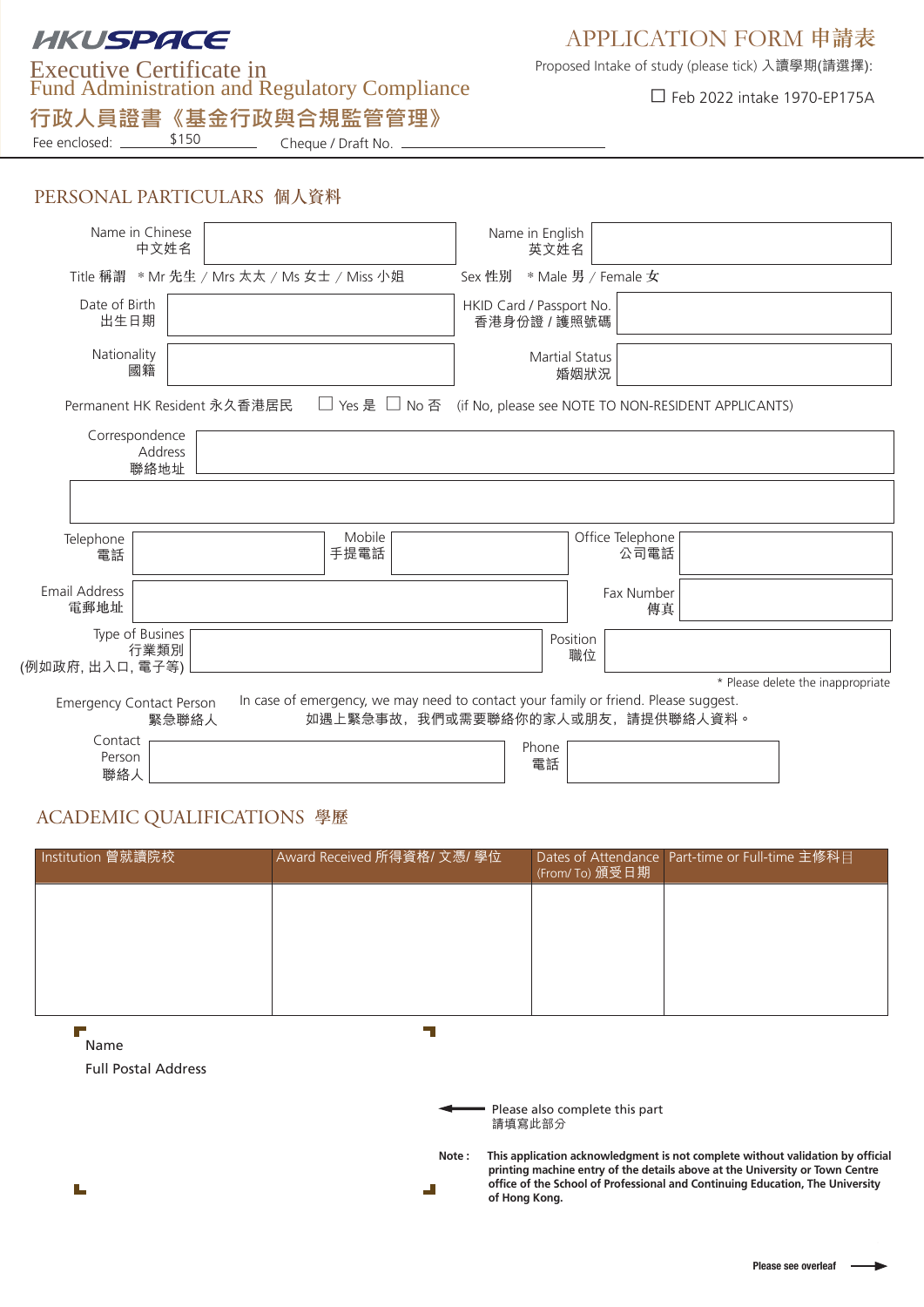HKUSPACE

# APPLICATION FORM 申請表

Executive Certificate in Fund Administration and Regulatory Compliance

行政人員證書《基金行政與合規監管管理》

Proposed Intake of study (please tick) 入讀學期(請選擇):

☐ Feb 2022 intake 1970-EP175A

Fee enclosed: $150 Cheque / Draft No. ____________

## PERSONAL PARTICULARS 個人資料

| Name in Chinese 中文姓名 | | Name in English 英文姓名 | |
|---|---|---|---|
| Title 稱謂 * Mr 先生 / Mrs 太太 / Ms 女士 / Miss 小姐 | | Sex 性別 * Male 男 / Female 女 | |
| Date of Birth 出生日期 | | HKID Card / Passport No. 香港身份證 / 護照號碼 | |
| Nationality 國籍 | | Martial Status 婚姻狀況 | |

Permanent HK Resident 永久香港居民 ☐ Yes 是 ☐ No 否 (if No, please see NOTE TO NON-RESIDENT APPLICANTS)

Correspondence Address 聯絡地址 ____________

| Telephone 電話 | | Mobile 手提電話 | | Office Telephone 公司電話 | |
|---|---|---|---|---|---|
| Email Address 電郵地址 | | | | Fax Number 傳真 | |
| Type of Busines 行業類別 (例如政府, 出入口, 電子等) | | | | Position 職位 | |

\* Please delete the inappropriate

Emergency Contact Person 緊急聯絡人

In case of emergency, we may need to contact your family or friend. Please suggest.
如遇上緊急事故，我們或需要聯絡你的家人或朋友，請提供聯絡人資料。

| Contact Person 聯絡人 | | Phone 電話 | |
|---|---|---|---|

## ACADEMIC QUALIFICATIONS 學歷

| Institution 曾就讀院校 | Award Received 所得資格/ 文憑/ 學位 | Dates of Attendance (From/ To) 頒受日期 | Part-time or Full-time 主修科目 |
|---|---|---|---|
| | | | |

Name

Full Postal Address

Please also complete this part
請填寫此部分

**Note :** **This application acknowledgment is not complete without validation by official printing machine entry of the details above at the University or Town Centre office of the School of Professional and Continuing Education, The University of Hong Kong.**

**Please see overleaf**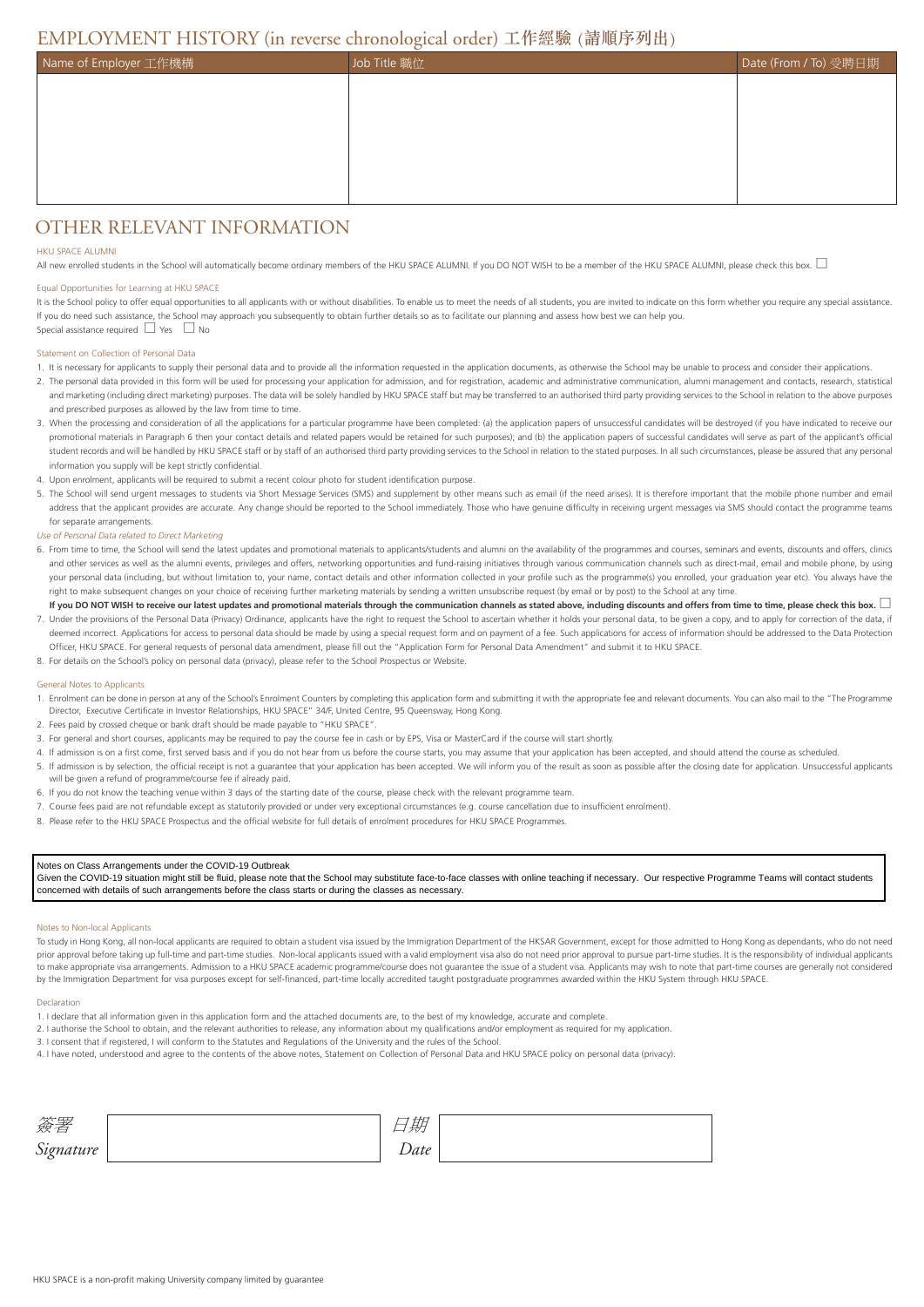# EMPLOYMENT HISTORY (in reverse chronological order) 工作經驗 (請順序列出)

| Name of Employer 工作機構 | Job Title 職位 | Date (From / To) 受聘日期 |
|---|---|---|
| | | |

# OTHER RELEVANT INFORMATION

## HKU SPACE ALUMNI

All new enrolled students in the School will automatically become ordinary members of the HKU SPACE ALUMNI. If you DO NOT WISH to be a member of the HKU SPACE ALUMNI, please check this box. ☐

## Equal Opportunities for Learning at HKU SPACE

It is the School policy to offer equal opportunities to all applicants with or without disabilities. To enable us to meet the needs of all students, you are invited to indicate on this form whether you require any special assistance. If you do need such assistance, the School may approach you subsequently to obtain further details so as to facilitate our planning and assess how best we can help you.

Special assistance required ☐ Yes ☐ No

## Statement on Collection of Personal Data

1. It is necessary for applicants to supply their personal data and to provide all the information requested in the application documents, as otherwise the School may be unable to process and consider their applications.
2. The personal data provided in this form will be used for processing your application for admission, and for registration, academic and administrative communication, alumni management and contacts, research, statistical and marketing (including direct marketing) purposes. The data will be solely handled by HKU SPACE staff but may be transferred to an authorised third party providing services to the School in relation to the above purposes and prescribed purposes as allowed by the law from time to time.
3. When the processing and consideration of all the applications for a particular programme have been completed: (a) the application papers of unsuccessful candidates will be destroyed (if you have indicated to receive our promotional materials in Paragraph 6 then your contact details and related papers would be retained for such purposes); and (b) the application papers of successful candidates will serve as part of the applicant's official student records and will be handled by HKU SPACE staff or by staff of an authorised third party providing services to the School in relation to the stated purposes. In all such circumstances, please be assured that any personal information you supply will be kept strictly confidential.
4. Upon enrolment, applicants will be required to submit a recent colour photo for student identification purpose.
5. The School will send urgent messages to students via Short Message Services (SMS) and supplement by other means such as email (if the need arises). It is therefore important that the mobile phone number and email address that the applicant provides are accurate. Any change should be reported to the School immediately. Those who have genuine difficulty in receiving urgent messages via SMS should contact the programme teams for separate arrangements.

*Use of Personal Data related to Direct Marketing*

6. From time to time, the School will send the latest updates and promotional materials to applicants/students and alumni on the availability of the programmes and courses, seminars and events, discounts and offers, clinics and other services as well as the alumni events, privileges and offers, networking opportunities and fund-raising initiatives through various communication channels such as direct-mail, email and mobile phone, by using your personal data (including, but without limitation to, your name, contact details and other information collected in your profile such as the programme(s) you enrolled, your graduation year etc). You always have the right to make subsequent changes on your choice of receiving further marketing materials by sending a written unsubscribe request (by email or by post) to the School at any time.

   **If you DO NOT WISH to receive our latest updates and promotional materials through the communication channels as stated above, including discounts and offers from time to time, please check this box.** ☐
7. Under the provisions of the Personal Data (Privacy) Ordinance, applicants have the right to request the School to ascertain whether it holds your personal data, to be given a copy, and to apply for correction of the data, if deemed incorrect. Applications for access to personal data should be made by using a special request form and on payment of a fee. Such applications for access of information should be addressed to the Data Protection Officer, HKU SPACE. For general requests of personal data amendment, please fill out the "Application Form for Personal Data Amendment" and submit it to HKU SPACE.
8. For details on the School's policy on personal data (privacy), please refer to the School Prospectus or Website.

## General Notes to Applicants

1. Enrolment can be done in person at any of the School's Enrolment Counters by completing this application form and submitting it with the appropriate fee and relevant documents. You can also mail to the "The Programme Director, Executive Certificate in Investor Relationships, HKU SPACE" 34/F, United Centre, 95 Queensway, Hong Kong.
2. Fees paid by crossed cheque or bank draft should be made payable to "HKU SPACE".
3. For general and short courses, applicants may be required to pay the course fee in cash or by EPS, Visa or MasterCard if the course will start shortly.
4. If admission is on a first come, first served basis and if you do not hear from us before the course starts, you may assume that your application has been accepted, and should attend the course as scheduled.
5. If admission is by selection, the official receipt is not a guarantee that your application has been accepted. We will inform you of the result as soon as possible after the closing date for application. Unsuccessful applicants will be given a refund of programme/course fee if already paid.
6. If you do not know the teaching venue within 3 days of the starting date of the course, please check with the relevant programme team.
7. Course fees paid are not refundable except as statutorily provided or under very exceptional circumstances (e.g. course cancellation due to insufficient enrolment).
8. Please refer to the HKU SPACE Prospectus and the official website for full details of enrolment procedures for HKU SPACE Programmes.

Notes on Class Arrangements under the COVID-19 Outbreak

Given the COVID-19 situation might still be fluid, please note that the School may substitute face-to-face classes with online teaching if necessary. Our respective Programme Teams will contact students concerned with details of such arrangements before the class starts or during the classes as necessary.

## Notes to Non-local Applicants

To study in Hong Kong, all non-local applicants are required to obtain a student visa issued by the Immigration Department of the HKSAR Government, except for those admitted to Hong Kong as dependants, who do not need prior approval before taking up full-time and part-time studies. Non-local applicants issued with a valid employment visa also do not need prior approval to pursue part-time studies. It is the responsibility of individual applicants to make appropriate visa arrangements. Admission to a HKU SPACE academic programme/course does not guarantee the issue of a student visa. Applicants may wish to note that part-time courses are generally not considered by the Immigration Department for visa purposes except for self-financed, part-time locally accredited taught postgraduate programmes awarded within the HKU System through HKU SPACE.

## Declaration

1. I declare that all information given in this application form and the attached documents are, to the best of my knowledge, accurate and complete.
2. I authorise the School to obtain, and the relevant authorities to release, any information about my qualifications and/or employment as required for my application.
3. I consent that if registered, I will conform to the Statutes and Regulations of the University and the rules of the School.
4. I have noted, understood and agree to the contents of the above notes, Statement on Collection of Personal Data and HKU SPACE policy on personal data (privacy).

| 簽署 *Signature* | | 日期 *Date* | |
|---|---|---|---|

HKU SPACE is a non-profit making University company limited by guarantee